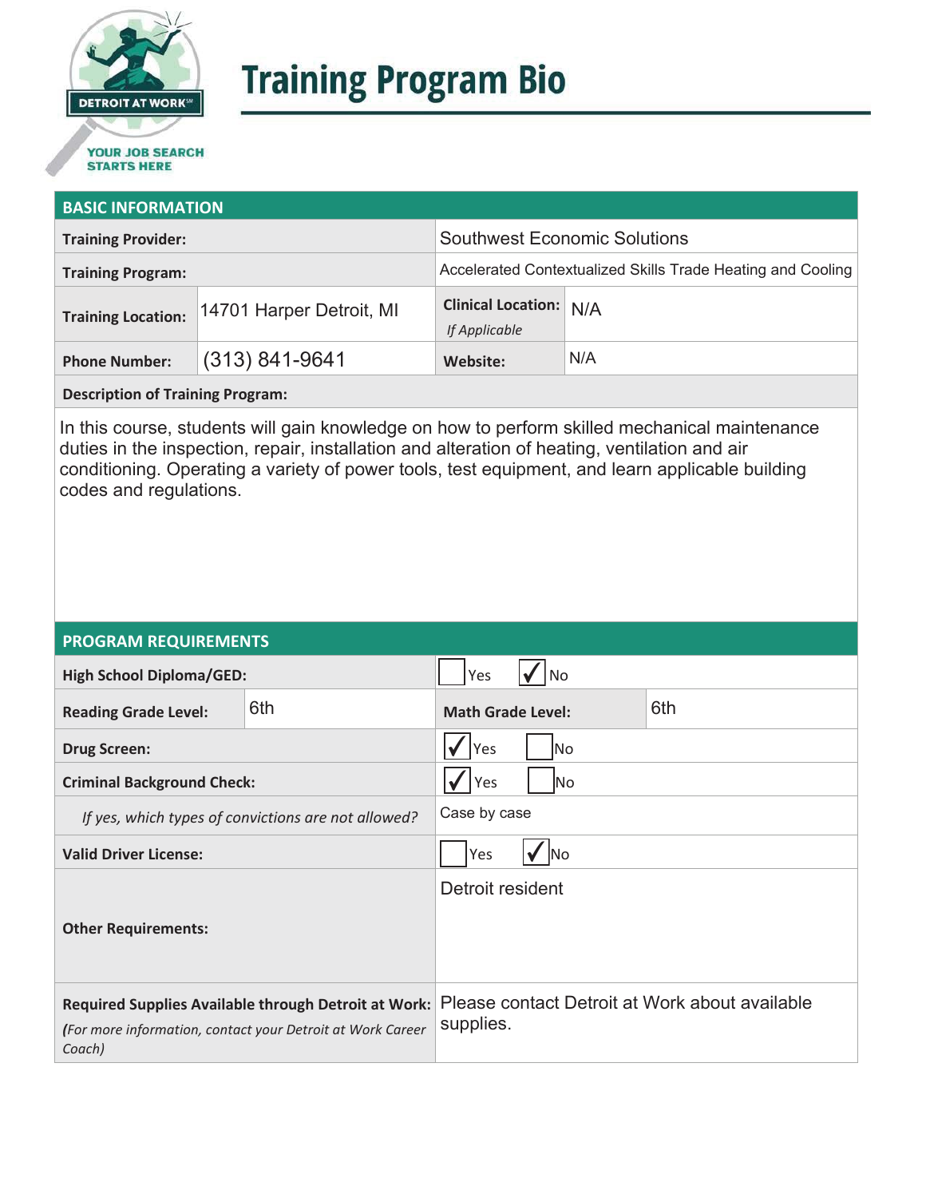DETROIT AT WORK℠

YOUR JOB SEARCH STARTS HERE

# Training Program Bio

## BASIC INFORMATION

| | | | |
|---|---|---|---|
| **Training Provider:** | | Southwest Economic Solutions | |
| **Training Program:** | | Accelerated Contextualized Skills Trade Heating and Cooling | |
| **Training Location:** | 14701 Harper Detroit, MI | **Clinical Location:** *If Applicable* | N/A |
| **Phone Number:** | (313) 841-9641 | **Website:** | N/A |

**Description of Training Program:**

In this course, students will gain knowledge on how to perform skilled mechanical maintenance duties in the inspection, repair, installation and alteration of heating, ventilation and air conditioning. Operating a variety of power tools, test equipment, and learn applicable building codes and regulations.

## PROGRAM REQUIREMENTS

| | | | |
|---|---|---|---|
| **High School Diploma/GED:** | | ☐ Yes ☑ No | |
| **Reading Grade Level:** | 6th | **Math Grade Level:** | 6th |
| **Drug Screen:** | | ☑ Yes ☐ No | |
| **Criminal Background Check:** | | ☑ Yes ☐ No | |
| *If yes, which types of convictions are not allowed?* | | Case by case | |
| **Valid Driver License:** | | ☐ Yes ☑ No | |
| **Other Requirements:** | | Detroit resident | |
| **Required Supplies Available through Detroit at Work:** *(For more information, contact your Detroit at Work Career Coach)* | | Please contact Detroit at Work about available supplies. | |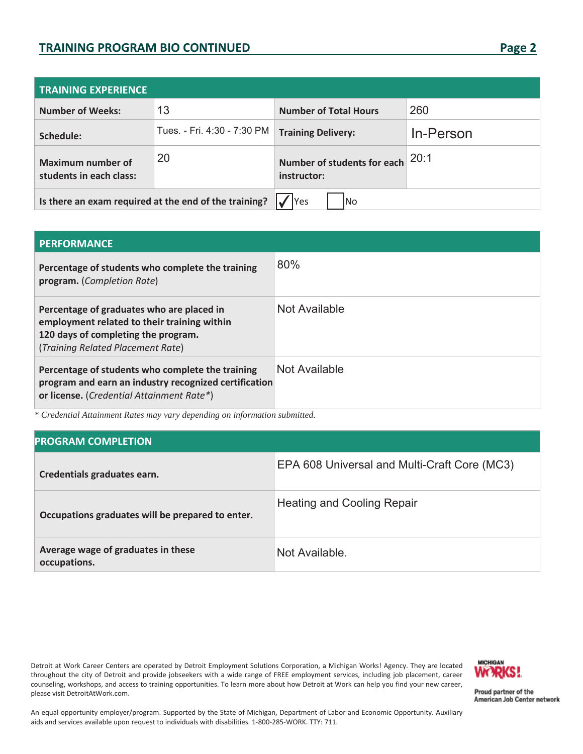## TRAINING PROGRAM BIO CONTINUED

| TRAINING EXPERIENCE | | | |
|---|---|---|---|
| **Number of Weeks:** | 13 | **Number of Total Hours** | 260 |
| **Schedule:** | Tues. - Fri. 4:30 - 7:30 PM | **Training Delivery:** | In-Person |
| **Maximum number of students in each class:** | 20 | **Number of students for each instructor:** | 20:1 |
| **Is there an exam required at the end of the training?** | ☑ Yes ☐ No | | |

| PERFORMANCE | |
|---|---|
| **Percentage of students who complete the training program.** (*Completion Rate*) | 80% |
| **Percentage of graduates who are placed in employment related to their training within 120 days of completing the program.** (*Training Related Placement Rate*) | Not Available |
| **Percentage of students who complete the training program and earn an industry recognized certification or license.** (*Credential Attainment Rate**) | Not Available |

*\* Credential Attainment Rates may vary depending on information submitted.*

| PROGRAM COMPLETION | |
|---|---|
| **Credentials graduates earn.** | EPA 608 Universal and Multi-Craft Core (MC3) |
| **Occupations graduates will be prepared to enter.** | Heating and Cooling Repair |
| **Average wage of graduates in these occupations.** | Not Available. |

Detroit at Work Career Centers are operated by Detroit Employment Solutions Corporation, a Michigan Works! Agency. They are located throughout the city of Detroit and provide jobseekers with a wide range of FREE employment services, including job placement, career counseling, workshops, and access to training opportunities. To learn more about how Detroit at Work can help you find your new career, please visit DetroitAtWork.com.

MICHIGAN WORKS! Proud partner of the American Job Center network

An equal opportunity employer/program. Supported by the State of Michigan, Department of Labor and Economic Opportunity. Auxiliary aids and services available upon request to individuals with disabilities. 1-800-285-WORK. TTY: 711.